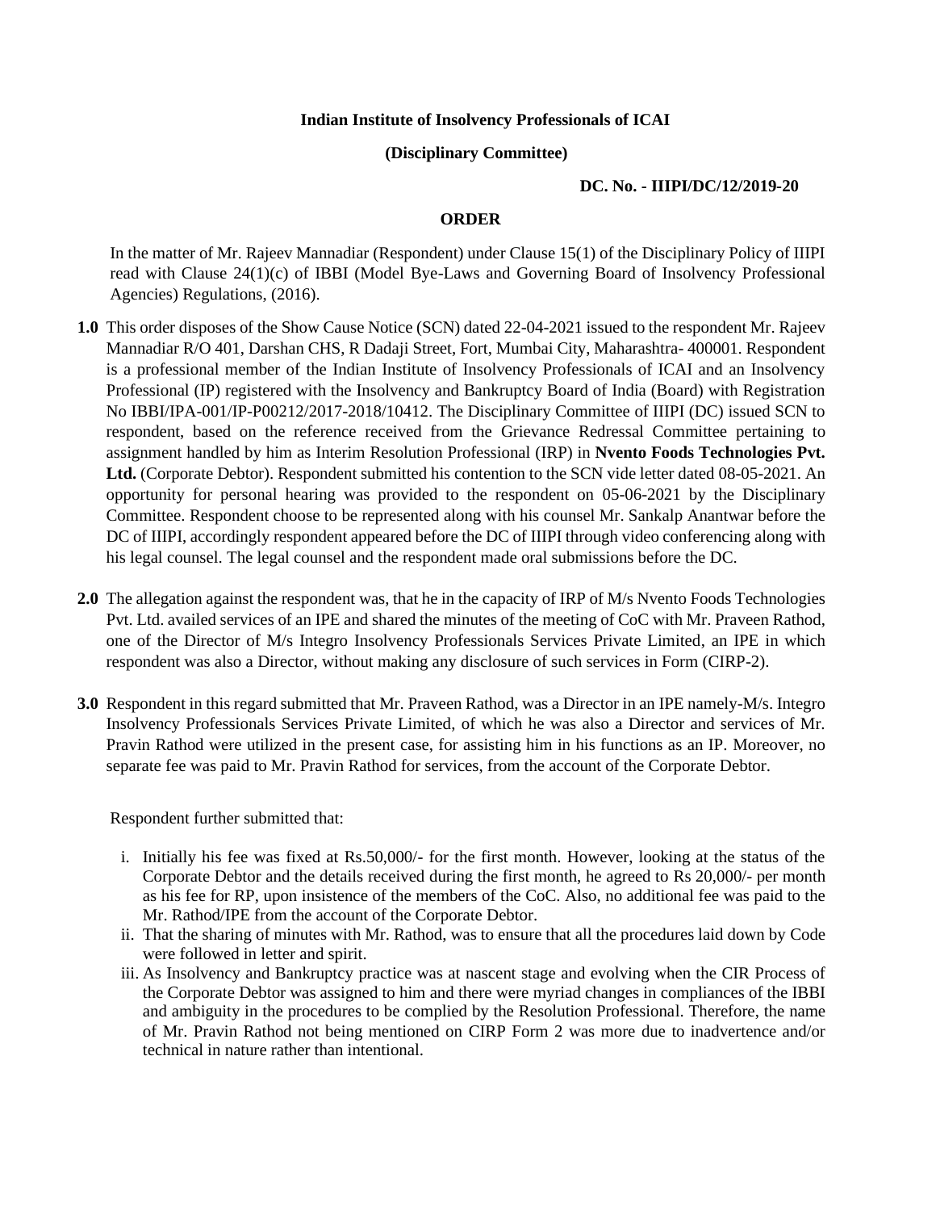**Indian Institute of Insolvency Professionals of ICAI**

**(Disciplinary Committee)**

**DC. No. - IIIPI/DC/12/2019-20**

**ORDER**

In the matter of Mr. Rajeev Mannadiar (Respondent) under Clause 15(1) of the Disciplinary Policy of IIIPI read with Clause 24(1)(c) of IBBI (Model Bye-Laws and Governing Board of Insolvency Professional Agencies) Regulations, (2016).

**1.0** This order disposes of the Show Cause Notice (SCN) dated 22-04-2021 issued to the respondent Mr. Rajeev Mannadiar R/O 401, Darshan CHS, R Dadaji Street, Fort, Mumbai City, Maharashtra- 400001. Respondent is a professional member of the Indian Institute of Insolvency Professionals of ICAI and an Insolvency Professional (IP) registered with the Insolvency and Bankruptcy Board of India (Board) with Registration No IBBI/IPA-001/IP-P00212/2017-2018/10412. The Disciplinary Committee of IIIPI (DC) issued SCN to respondent, based on the reference received from the Grievance Redressal Committee pertaining to assignment handled by him as Interim Resolution Professional (IRP) in **Nvento Foods Technologies Pvt. Ltd.** (Corporate Debtor). Respondent submitted his contention to the SCN vide letter dated 08-05-2021. An opportunity for personal hearing was provided to the respondent on 05-06-2021 by the Disciplinary Committee. Respondent choose to be represented along with his counsel Mr. Sankalp Anantwar before the DC of IIIPI, accordingly respondent appeared before the DC of IIIPI through video conferencing along with his legal counsel. The legal counsel and the respondent made oral submissions before the DC.

**2.0** The allegation against the respondent was, that he in the capacity of IRP of M/s Nvento Foods Technologies Pvt. Ltd. availed services of an IPE and shared the minutes of the meeting of CoC with Mr. Praveen Rathod, one of the Director of M/s Integro Insolvency Professionals Services Private Limited, an IPE in which respondent was also a Director, without making any disclosure of such services in Form (CIRP-2).

**3.0** Respondent in this regard submitted that Mr. Praveen Rathod, was a Director in an IPE namely-M/s. Integro Insolvency Professionals Services Private Limited, of which he was also a Director and services of Mr. Pravin Rathod were utilized in the present case, for assisting him in his functions as an IP. Moreover, no separate fee was paid to Mr. Pravin Rathod for services, from the account of the Corporate Debtor.

Respondent further submitted that:

i. Initially his fee was fixed at Rs.50,000/- for the first month. However, looking at the status of the Corporate Debtor and the details received during the first month, he agreed to Rs 20,000/- per month as his fee for RP, upon insistence of the members of the CoC. Also, no additional fee was paid to the Mr. Rathod/IPE from the account of the Corporate Debtor.

ii. That the sharing of minutes with Mr. Rathod, was to ensure that all the procedures laid down by Code were followed in letter and spirit.

iii. As Insolvency and Bankruptcy practice was at nascent stage and evolving when the CIR Process of the Corporate Debtor was assigned to him and there were myriad changes in compliances of the IBBI and ambiguity in the procedures to be complied by the Resolution Professional. Therefore, the name of Mr. Pravin Rathod not being mentioned on CIRP Form 2 was more due to inadvertence and/or technical in nature rather than intentional.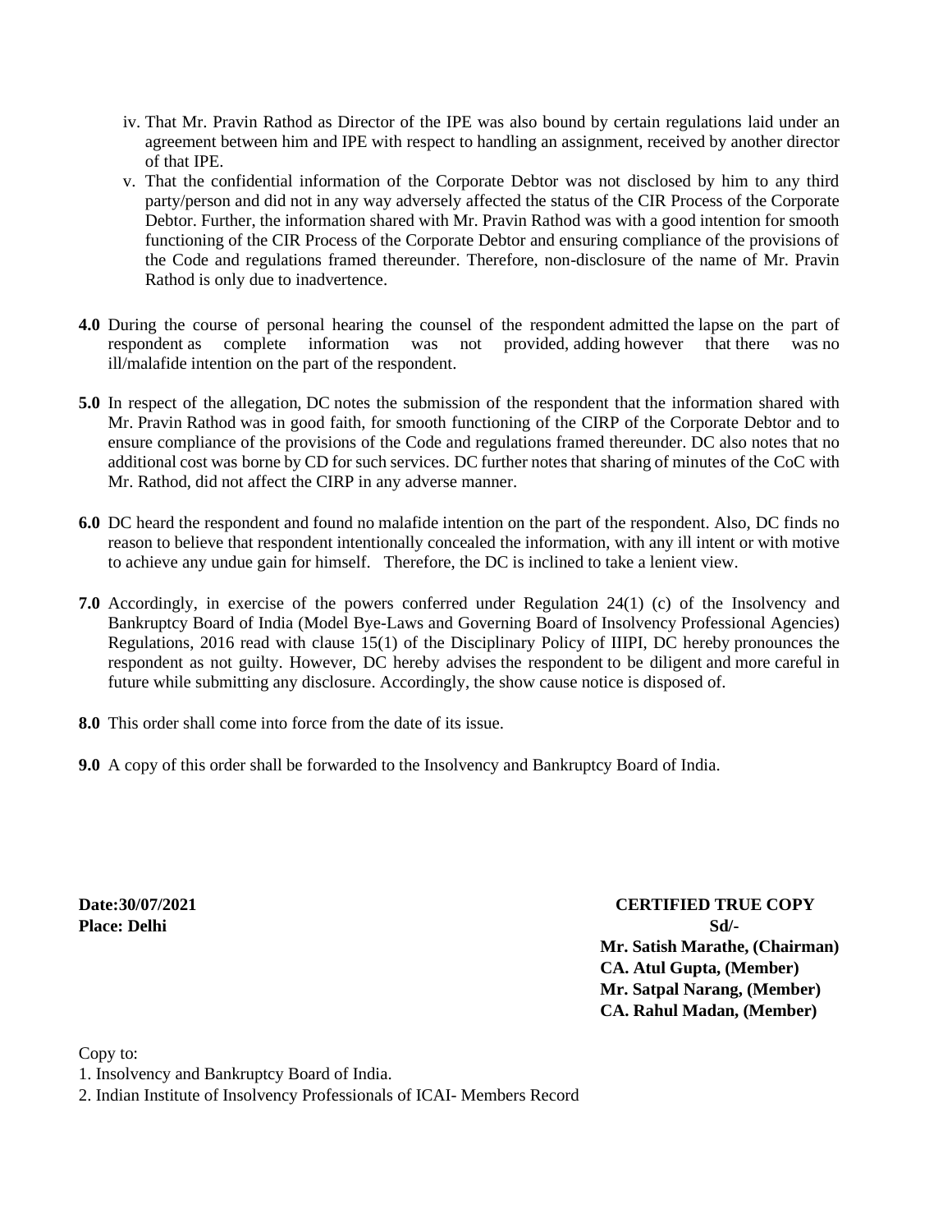iv. That Mr. Pravin Rathod as Director of the IPE was also bound by certain regulations laid under an agreement between him and IPE with respect to handling an assignment, received by another director of that IPE.

v. That the confidential information of the Corporate Debtor was not disclosed by him to any third party/person and did not in any way adversely affected the status of the CIR Process of the Corporate Debtor. Further, the information shared with Mr. Pravin Rathod was with a good intention for smooth functioning of the CIR Process of the Corporate Debtor and ensuring compliance of the provisions of the Code and regulations framed thereunder. Therefore, non-disclosure of the name of Mr. Pravin Rathod is only due to inadvertence.

**4.0** During the course of personal hearing the counsel of the respondent admitted the lapse on the part of respondent as complete information was not provided, adding however that there was no ill/malafide intention on the part of the respondent.

**5.0** In respect of the allegation, DC notes the submission of the respondent that the information shared with Mr. Pravin Rathod was in good faith, for smooth functioning of the CIRP of the Corporate Debtor and to ensure compliance of the provisions of the Code and regulations framed thereunder. DC also notes that no additional cost was borne by CD for such services. DC further notes that sharing of minutes of the CoC with Mr. Rathod, did not affect the CIRP in any adverse manner.

**6.0** DC heard the respondent and found no malafide intention on the part of the respondent. Also, DC finds no reason to believe that respondent intentionally concealed the information, with any ill intent or with motive to achieve any undue gain for himself. Therefore, the DC is inclined to take a lenient view.

**7.0** Accordingly, in exercise of the powers conferred under Regulation 24(1) (c) of the Insolvency and Bankruptcy Board of India (Model Bye-Laws and Governing Board of Insolvency Professional Agencies) Regulations, 2016 read with clause 15(1) of the Disciplinary Policy of IIIPI, DC hereby pronounces the respondent as not guilty. However, DC hereby advises the respondent to be diligent and more careful in future while submitting any disclosure. Accordingly, the show cause notice is disposed of.

**8.0** This order shall come into force from the date of its issue.

**9.0** A copy of this order shall be forwarded to the Insolvency and Bankruptcy Board of India.

**Date:30/07/2021**
**Place: Delhi**

**CERTIFIED TRUE COPY**
**Sd/-**
**Mr. Satish Marathe, (Chairman)**
**CA. Atul Gupta, (Member)**
**Mr. Satpal Narang, (Member)**
**CA. Rahul Madan, (Member)**

Copy to:
1. Insolvency and Bankruptcy Board of India.
2. Indian Institute of Insolvency Professionals of ICAI- Members Record